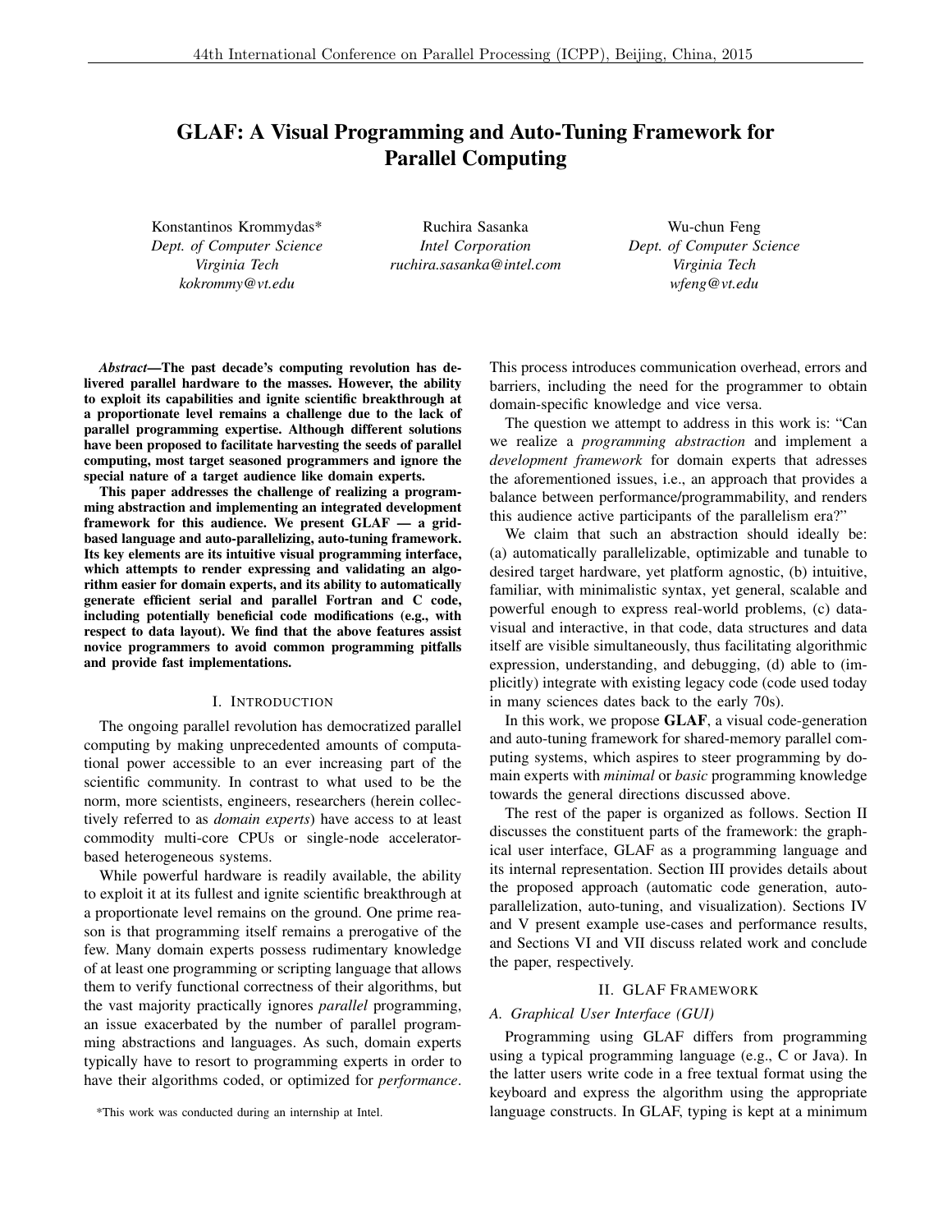# GLAF: A Visual Programming and Auto-Tuning Framework for Parallel Computing

Konstantinos Krommydas*
*Dept. of Computer Science*
*Virginia Tech*
*kokrommy@vt.edu*

Ruchira Sasanka
*Intel Corporation*
*ruchira.sasanka@intel.com*

Wu-chun Feng
*Dept. of Computer Science*
*Virginia Tech*
*wfeng@vt.edu*

***Abstract*—The past decade's computing revolution has delivered parallel hardware to the masses. However, the ability to exploit its capabilities and ignite scientific breakthrough at a proportionate level remains a challenge due to the lack of parallel programming expertise. Although different solutions have been proposed to facilitate harvesting the seeds of parallel computing, most target seasoned programmers and ignore the special nature of a target audience like domain experts.**

**This paper addresses the challenge of realizing a programming abstraction and implementing an integrated development framework for this audience. We present GLAF — a grid-based language and auto-parallelizing, auto-tuning framework. Its key elements are its intuitive visual programming interface, which attempts to render expressing and validating an algorithm easier for domain experts, and its ability to automatically generate efficient serial and parallel Fortran and C code, including potentially beneficial code modifications (e.g., with respect to data layout). We find that the above features assist novice programmers to avoid common programming pitfalls and provide fast implementations.**

## I. Introduction

The ongoing parallel revolution has democratized parallel computing by making unprecedented amounts of computational power accessible to an ever increasing part of the scientific community. In contrast to what used to be the norm, more scientists, engineers, researchers (herein collectively referred to as *domain experts*) have access to at least commodity multi-core CPUs or single-node accelerator-based heterogeneous systems.

While powerful hardware is readily available, the ability to exploit it at its fullest and ignite scientific breakthrough at a proportionate level remains on the ground. One prime reason is that programming itself remains a prerogative of the few. Many domain experts possess rudimentary knowledge of at least one programming or scripting language that allows them to verify functional correctness of their algorithms, but the vast majority practically ignores *parallel* programming, an issue exacerbated by the number of parallel programming abstractions and languages. As such, domain experts typically have to resort to programming experts in order to have their algorithms coded, or optimized for *performance*. This process introduces communication overhead, errors and barriers, including the need for the programmer to obtain domain-specific knowledge and vice versa.

The question we attempt to address in this work is: "Can we realize a *programming abstraction* and implement a *development framework* for domain experts that adresses the aforementioned issues, i.e., an approach that provides a balance between performance/programmability, and renders this audience active participants of the parallelism era?"

We claim that such an abstraction should ideally be: (a) automatically parallelizable, optimizable and tunable to desired target hardware, yet platform agnostic, (b) intuitive, familiar, with minimalistic syntax, yet general, scalable and powerful enough to express real-world problems, (c) data-visual and interactive, in that code, data structures and data itself are visible simultaneously, thus facilitating algorithmic expression, understanding, and debugging, (d) able to (implicitly) integrate with existing legacy code (code used today in many sciences dates back to the early 70s).

In this work, we propose **GLAF**, a visual code-generation and auto-tuning framework for shared-memory parallel computing systems, which aspires to steer programming by domain experts with *minimal* or *basic* programming knowledge towards the general directions discussed above.

The rest of the paper is organized as follows. Section II discusses the constituent parts of the framework: the graphical user interface, GLAF as a programming language and its internal representation. Section III provides details about the proposed approach (automatic code generation, auto-parallelization, auto-tuning, and visualization). Sections IV and V present example use-cases and performance results, and Sections VI and VII discuss related work and conclude the paper, respectively.

## II. GLAF Framework

### A. Graphical User Interface (GUI)

Programming using GLAF differs from programming using a typical programming language (e.g., C or Java). In the latter users write code in a free textual format using the keyboard and express the algorithm using the appropriate language constructs. In GLAF, typing is kept at a minimum

*This work was conducted during an internship at Intel.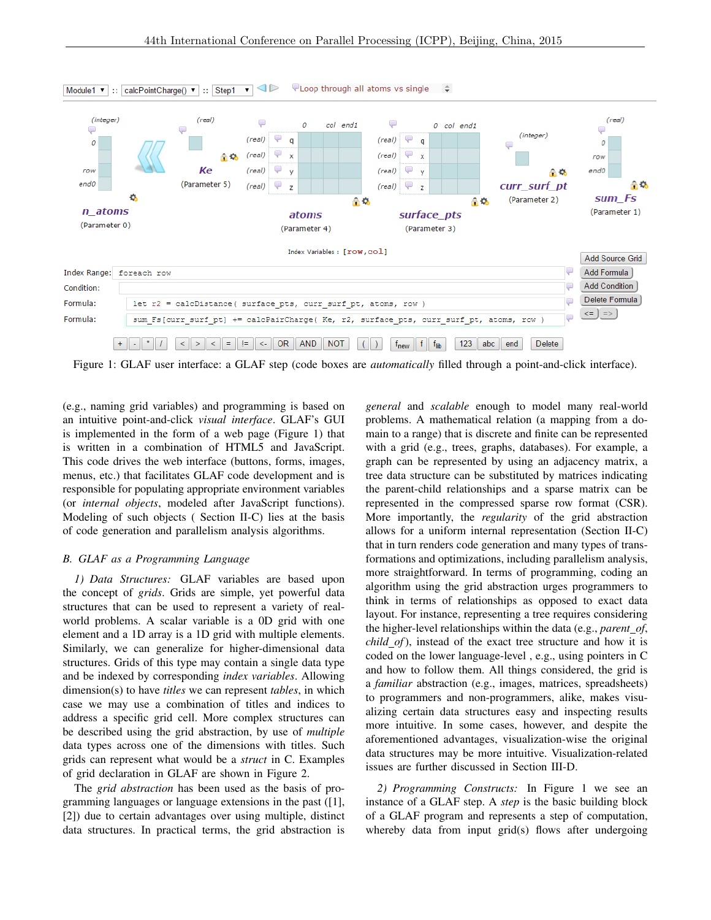Module1 :: calcPointCharge() :: Step1

Loop through all atoms vs single

(integer)
0
row
end0
n_atoms
(Parameter 0)

(real)
Ke
(Parameter 5)

0 col end1
(real) q
(real) x
(real) y
(real) z
atoms
(Parameter 4)

0 col end1
(real) q
(real) x
(real) y
(real) z
surface_pts
(Parameter 3)

(integer)
curr_surf_pt
(Parameter 2)

(real)
0
row
end0
sum_Fs
(Parameter 1)

Index Variables : [row,col]

Add Source Grid
Add Formula
Add Condition
Delete Formula

Index Range: foreach row

Condition:

Formula:
```
let r2 = calcDistance( surface_pts, curr_surf_pt, atoms, row )
```

Formula:
```
sum_Fs[curr_surf_pt] += calcPairCharge( Ke, r2, surface_pts, curr_surf_pt, atoms, row )
```

+ - * / < > < = != <- OR AND NOT ( ) f_new f f_lib 123 abc end Delete

Figure 1: GLAF user interface: a GLAF step (code boxes are *automatically* filled through a point-and-click interface).

(e.g., naming grid variables) and programming is based on an intuitive point-and-click *visual interface*. GLAF's GUI is implemented in the form of a web page (Figure 1) that is written in a combination of HTML5 and JavaScript. This code drives the web interface (buttons, forms, images, menus, etc.) that facilitates GLAF code development and is responsible for populating appropriate environment variables (or *internal objects*, modeled after JavaScript functions). Modeling of such objects ( Section II-C) lies at the basis of code generation and parallelism analysis algorithms.

## B. GLAF as a Programming Language

*1) Data Structures:* GLAF variables are based upon the concept of *grids*. Grids are simple, yet powerful data structures that can be used to represent a variety of real-world problems. A scalar variable is a 0D grid with one element and a 1D array is a 1D grid with multiple elements. Similarly, we can generalize for higher-dimensional data structures. Grids of this type may contain a single data type and be indexed by corresponding *index variables*. Allowing dimension(s) to have *titles* we can represent *tables*, in which case we may use a combination of titles and indices to address a specific grid cell. More complex structures can be described using the grid abstraction, by use of *multiple* data types across one of the dimensions with titles. Such grids can represent what would be a *struct* in C. Examples of grid declaration in GLAF are shown in Figure 2.

The *grid abstraction* has been used as the basis of programming languages or language extensions in the past ([1], [2]) due to certain advantages over using multiple, distinct data structures. In practical terms, the grid abstraction is *general* and *scalable* enough to model many real-world problems. A mathematical relation (a mapping from a domain to a range) that is discrete and finite can be represented with a grid (e.g., trees, graphs, databases). For example, a graph can be represented by using an adjacency matrix, a tree data structure can be substituted by matrices indicating the parent-child relationships and a sparse matrix can be represented in the compressed sparse row format (CSR). More importantly, the *regularity* of the grid abstraction allows for a uniform internal representation (Section II-C) that in turn renders code generation and many types of transformations and optimizations, including parallelism analysis, more straightforward. In terms of programming, coding an algorithm using the grid abstraction urges programmers to think in terms of relationships as opposed to exact data layout. For instance, representing a tree requires considering the higher-level relationships within the data (e.g., *parent_of*, *child_of*), instead of the exact tree structure and how it is coded on the lower language-level , e.g., using pointers in C and how to follow them. All things considered, the grid is a *familiar* abstraction (e.g., images, matrices, spreadsheets) to programmers and non-programmers, alike, makes visualizing certain data structures easy and inspecting results more intuitive. In some cases, however, and despite the aforementioned advantages, visualization-wise the original data structures may be more intuitive. Visualization-related issues are further discussed in Section III-D.

*2) Programming Constructs:* In Figure 1 we see an instance of a GLAF step. A *step* is the basic building block of a GLAF program and represents a step of computation, whereby data from input grid(s) flows after undergoing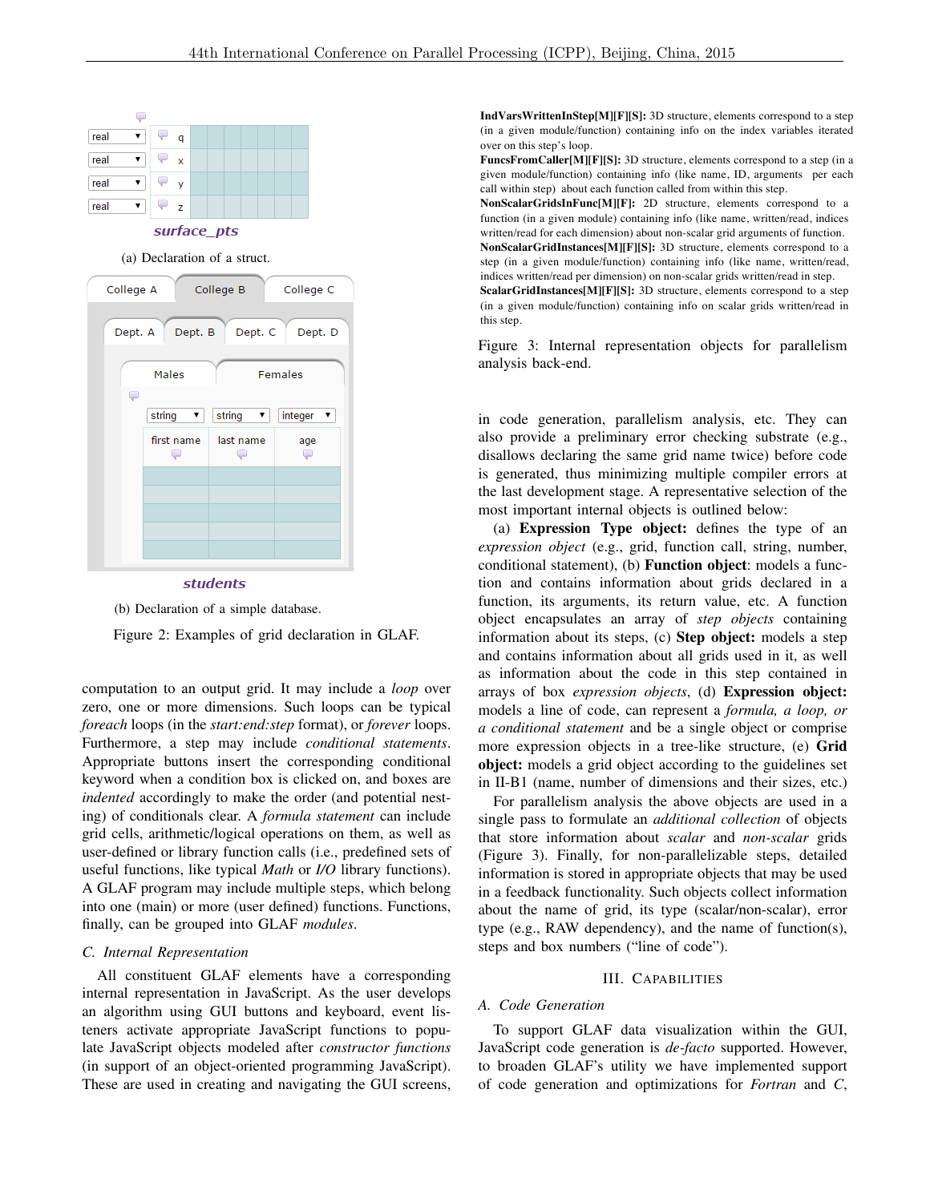real q
real x
real y
real z

surface_pts

(a) Declaration of a struct.

College A College B College C

Dept. A Dept. B Dept. C Dept. D

Males Females

string string integer

first name last name age

students

(b) Declaration of a simple database.

Figure 2: Examples of grid declaration in GLAF.

computation to an output grid. It may include a *loop* over zero, one or more dimensions. Such loops can be typical *foreach* loops (in the *start:end:step* format), or *forever* loops. Furthermore, a step may include *conditional statements*. Appropriate buttons insert the corresponding conditional keyword when a condition box is clicked on, and boxes are *indented* accordingly to make the order (and potential nesting) of conditionals clear. A *formula statement* can include grid cells, arithmetic/logical operations on them, as well as user-defined or library function calls (i.e., predefined sets of useful functions, like typical *Math* or *I/O* library functions). A GLAF program may include multiple steps, which belong into one (main) or more (user defined) functions. Functions, finally, can be grouped into GLAF *modules*.

### C. Internal Representation

All constituent GLAF elements have a corresponding internal representation in JavaScript. As the user develops an algorithm using GUI buttons and keyboard, event listeners activate appropriate JavaScript functions to populate JavaScript objects modeled after *constructor functions* (in support of an object-oriented programming JavaScript). These are used in creating and navigating the GUI screens,

**IndVarsWrittenInStep[M][F][S]:** 3D structure, elements correspond to a step (in a given module/function) containing info on the index variables iterated over on this step's loop.
**FuncsFromCaller[M][F][S]:** 3D structure, elements correspond to a step (in a given module/function) containing info (like name, ID, arguments per each call within step) about each function called from within this step.
**NonScalarGridsInFunc[M][F]:** 2D structure, elements correspond to a function (in a given module) containing info (like name, written/read, indices written/read for each dimension) about non-scalar grid arguments of function.
**NonScalarGridInstances[M][F][S]:** 3D structure, elements correspond to a step (in a given module/function) containing info (like name, written/read, indices written/read per dimension) on non-scalar grids written/read in step.
**ScalarGridInstances[M][F][S]:** 3D structure, elements correspond to a step (in a given module/function) containing info on scalar grids written/read in this step.

Figure 3: Internal representation objects for parallelism analysis back-end.

in code generation, parallelism analysis, etc. They can also provide a preliminary error checking substrate (e.g., disallows declaring the same grid name twice) before code is generated, thus minimizing multiple compiler errors at the last development stage. A representative selection of the most important internal objects is outlined below:

(a) **Expression Type object:** defines the type of an *expression object* (e.g., grid, function call, string, number, conditional statement), (b) **Function object**: models a function and contains information about grids declared in a function, its arguments, its return value, etc. A function object encapsulates an array of *step objects* containing information about its steps, (c) **Step object:** models a step and contains information about all grids used in it, as well as information about the code in this step contained in arrays of box *expression objects*, (d) **Expression object:** models a line of code, can represent a *formula, a loop, or a conditional statement* and be a single object or comprise more expression objects in a tree-like structure, (e) **Grid object:** models a grid object according to the guidelines set in II-B1 (name, number of dimensions and their sizes, etc.)

For parallelism analysis the above objects are used in a single pass to formulate an *additional collection* of objects that store information about *scalar* and *non-scalar* grids (Figure 3). Finally, for non-parallelizable steps, detailed information is stored in appropriate objects that may be used in a feedback functionality. Such objects collect information about the name of grid, its type (scalar/non-scalar), error type (e.g., RAW dependency), and the name of function(s), steps and box numbers ("line of code").

## III. Capabilities

### A. Code Generation

To support GLAF data visualization within the GUI, JavaScript code generation is *de-facto* supported. However, to broaden GLAF's utility we have implemented support of code generation and optimizations for *Fortran* and *C*,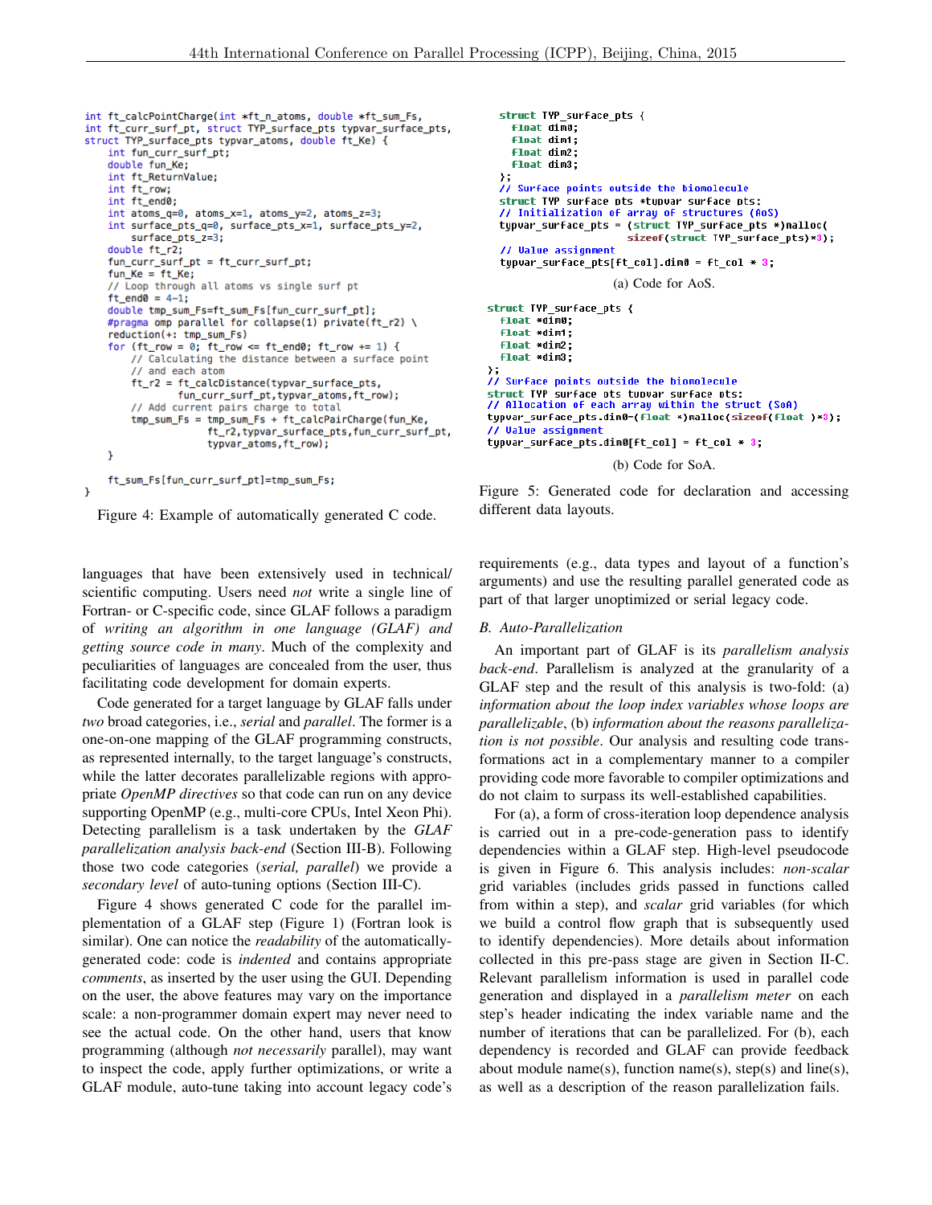```c
int ft_calcPointCharge(int *ft_n_atoms, double *ft_sum_Fs,
int ft_curr_surf_pt, struct TYP_surface_pts typvar_surface_pts,
struct TYP_surface_pts typvar_atoms, double ft_Ke) {
    int fun_curr_surf_pt;
    double fun_Ke;
    int ft_ReturnValue;
    int ft_row;
    int ft_end0;
    int atoms_q=0, atoms_x=1, atoms_y=2, atoms_z=3;
    int surface_pts_q=0, surface_pts_x=1, surface_pts_y=2,
        surface_pts_z=3;
    double ft_r2;
    fun_curr_surf_pt = ft_curr_surf_pt;
    fun_Ke = ft_Ke;
    // Loop through all atoms vs single surf pt
    ft_end0 = 4-1;
    double tmp_sum_Fs=ft_sum_Fs[fun_curr_surf_pt];
    #pragma omp parallel for collapse(1) private(ft_r2) \
    reduction(+: tmp_sum_Fs)
    for (ft_row = 0; ft_row <= ft_end0; ft_row += 1) {
        // Calculating the distance between a surface point
        // and each atom
        ft_r2 = ft_calcDistance(typvar_surface_pts,
                fun_curr_surf_pt,typvar_atoms,ft_row);
        // Add current pairs charge to total
        tmp_sum_Fs = tmp_sum_Fs + ft_calcPairCharge(fun_Ke,
                    ft_r2,typvar_surface_pts,fun_curr_surf_pt,
                    typvar_atoms,ft_row);
    }

    ft_sum_Fs[fun_curr_surf_pt]=tmp_sum_Fs;
}
```

Figure 4: Example of automatically generated C code.

```c
struct TYP_surface_pts {
  float dim0;
  float dim1;
  float dim2;
  float dim3;
};
// Surface points outside the biomolecule
struct TYP_surface_pts *typvar_surface_pts;
// Initialization of array of structures (AoS)
typvar_surface_pts = (struct TYP_surface_pts *)malloc(
                     sizeof(struct TYP_surface_pts)*3);
// Value assignment
typvar_surface_pts[ft_col].dim0 = ft_col * 3;
```

(a) Code for AoS.

```c
struct TYP_surface_pts {
  float *dim0;
  float *dim1;
  float *dim2;
  float *dim3;
};
// Surface points outside the biomolecule
struct TYP_surface_pts typvar_surface_pts;
// Allocation of each array within the struct (SoA)
typvar_surface_pts.dim0=(float *)malloc(sizeof(float )*3);
// Value assignment
typvar_surface_pts.dim0[ft_col] = ft_col * 3;
```

(b) Code for SoA.

Figure 5: Generated code for declaration and accessing different data layouts.

languages that have been extensively used in technical/ scientific computing. Users need *not* write a single line of Fortran- or C-specific code, since GLAF follows a paradigm of *writing an algorithm in one language (GLAF) and getting source code in many*. Much of the complexity and peculiarities of languages are concealed from the user, thus facilitating code development for domain experts.

Code generated for a target language by GLAF falls under *two* broad categories, i.e., *serial* and *parallel*. The former is a one-on-one mapping of the GLAF programming constructs, as represented internally, to the target language's constructs, while the latter decorates parallelizable regions with appropriate *OpenMP directives* so that code can run on any device supporting OpenMP (e.g., multi-core CPUs, Intel Xeon Phi). Detecting parallelism is a task undertaken by the *GLAF parallelization analysis back-end* (Section III-B). Following those two code categories (*serial, parallel*) we provide a *secondary level* of auto-tuning options (Section III-C).

Figure 4 shows generated C code for the parallel implementation of a GLAF step (Figure 1) (Fortran look is similar). One can notice the *readability* of the automatically-generated code: code is *indented* and contains appropriate *comments*, as inserted by the user using the GUI. Depending on the user, the above features may vary on the importance scale: a non-programmer domain expert may never need to see the actual code. On the other hand, users that know programming (although *not necessarily* parallel), may want to inspect the code, apply further optimizations, or write a GLAF module, auto-tune taking into account legacy code's requirements (e.g., data types and layout of a function's arguments) and use the resulting parallel generated code as part of that larger unoptimized or serial legacy code.

### B. Auto-Parallelization

An important part of GLAF is its *parallelism analysis back-end*. Parallelism is analyzed at the granularity of a GLAF step and the result of this analysis is two-fold: (a) *information about the loop index variables whose loops are parallelizable*, (b) *information about the reasons parallelization is not possible*. Our analysis and resulting code transformations act in a complementary manner to a compiler providing code more favorable to compiler optimizations and do not claim to surpass its well-established capabilities.

For (a), a form of cross-iteration loop dependence analysis is carried out in a pre-code-generation pass to identify dependencies within a GLAF step. High-level pseudocode is given in Figure 6. This analysis includes: *non-scalar* grid variables (includes grids passed in functions called from within a step), and *scalar* grid variables (for which we build a control flow graph that is subsequently used to identify dependencies). More details about information collected in this pre-pass stage are given in Section II-C. Relevant parallelism information is used in parallel code generation and displayed in a *parallelism meter* on each step's header indicating the index variable name and the number of iterations that can be parallelized. For (b), each dependency is recorded and GLAF can provide feedback about module name(s), function name(s), step(s) and line(s), as well as a description of the reason parallelization fails.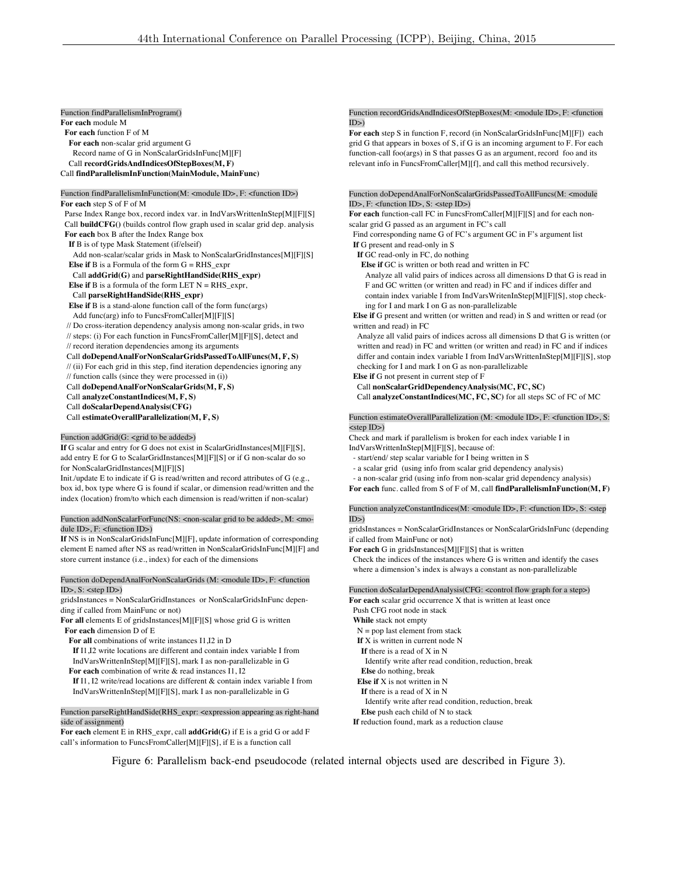```
Function findParallelismInProgram()
For each module M
  For each function F of M
    For each non-scalar grid argument G
      Record name of G in NonScalarGridsInFunc[M][F]
    Call recordGridsAndIndicesOfStepBoxes(M, F)
Call findParallelismInFunction(MainModule, MainFunc)

Function findParallelismInFunction(M: <module ID>, F: <function ID>)
For each step S of F of M
  Parse Index Range box, record index var. in IndVarsWrittenInStep[M][F][S]
  Call buildCFG() (builds control flow graph used in scalar grid dep. analysis
  For each box B after the Index Range box
    If B is of type Mask Statement (if/elseif)
      Add non-scalar/scalar grids in Mask to NonScalarGridInstances[M][F][S]
    Else if B is a Formula of the form G = RHS_expr
      Call addGrid(G) and parseRightHandSide(RHS_expr)
    Else if B is a formula of the form LET N = RHS_expr,
      Call parseRightHandSide(RHS_expr)
    Else if B is a stand-alone function call of the form func(args)
      Add func(arg) info to FuncsFromCaller[M][F][S]
  // Do cross-iteration dependency analysis among non-scalar grids, in two
  // steps: (i) For each function in FuncsFromCaller[M][F][S], detect and
  // record iteration dependencies among its arguments
  Call doDependAnalForNonScalarGridsPassedToAllFuncs(M, F, S)
  // (ii) For each grid in this step, find iteration dependencies ignoring any
  // function calls (since they were processed in (i))
  Call doDependAnalForNonScalarGrids(M, F, S)
  Call analyzeConstantIndices(M, F, S)
  Call doScalarDependAnalysis(CFG)
  Call estimateOverallParallelization(M, F, S)

Function addGrid(G: <grid to be added>)
If G scalar and entry for G does not exist in ScalarGridInstances[M][F][S],
add entry E for G to ScalarGridInstances[M][F][S] or if G non-scalar do so
for NonScalarGridInstances[M][F][S]
Init./update E to indicate if G is read/written and record attributes of G (e.g.,
box id, box type where G is found if scalar, or dimension read/written and the
index (location) from/to which each dimension is read/written if non-scalar)

Function addNonScalarForFunc(NS: <non-scalar grid to be added>, M: <module ID>, F: <function ID>)
If NS is in NonScalarGridsInFunc[M][F], update information of corresponding
element E named after NS as read/written in NonScalarGridsInFunc[M][F] and
store current instance (i.e., index) for each of the dimensions

Function doDependAnalForNonScalarGrids (M: <module ID>, F: <function ID>, S: <step ID>)
gridsInstances = NonScalarGridInstances or NonScalarGridsInFunc depending if called from MainFunc or not)
For all elements E of gridsInstances[M][F][S] whose grid G is written
  For each dimension D of E
    For all combinations of write instances I1,I2 in D
      If I1,I2 write locations are different and contain index variable I from
      IndVarsWrittenInStep[M][F][S], mark I as non-parallelizable in G
    For each combination of write & read instances I1, I2
      If I1, I2 write/read locations are different & contain index variable I from
      IndVarsWrittenInStep[M][F][S], mark I as non-parallelizable in G

Function parseRightHandSide(RHS_expr: <expression appearing as right-hand side of assignment)
For each element E in RHS_expr, call addGrid(G) if E is a grid G or add F
call's information to FuncsFromCaller[M][F][S], if E is a function call

Function recordGridsAndIndicesOfStepBoxes(M: <module ID>, F: <function ID>)
For each step S in function F, record (in NonScalarGridsInFunc[M][F]) each
grid G that appears in boxes of S, if G is an incoming argument to F. For each
function-call foo(args) in S that passes G as an argument, record foo and its
relevant info in FuncsFromCaller[M][f], and call this method recursively.

Function doDependAnalForNonScalarGridsPassedToAllFuncs(M: <module ID>, F: <function ID>, S: <step ID>)
For each function-call FC in FuncsFromCaller[M][F][S] and for each non-
scalar grid G passed as an argument in FC's call
  Find corresponding name G of FC's argument GC in F's argument list
  If G present and read-only in S
    If GC read-only in FC, do nothing
    Else if GC is written or both read and written in FC
      Analyze all valid pairs of indices across all dimensions D that G is read in
      F and GC written (or written and read) in FC and if indices differ and
      contain index variable I from IndVarsWritenInStep[M][F][S], stop check-
      ing for I and mark I on G as non-parallelizable
  Else if G present and written (or written and read) in S and written or read (or
  written and read) in FC
    Analyze all valid pairs of indices across all dimensions D that G is written (or
    written and read) in FC and written (or written and read) in FC and if indices
    differ and contain index variable I from IndVarsWrittenInStep[M][F][S], stop
    checking for I and mark I on G as non-parallelizable
  Else if G not present in current step of F
    Call nonScalarGridDependencyAnalysis(MC, FC, SC)
    Call analyzeConstantIndices(MC, FC, SC) for all steps SC of FC of MC

Function estimateOverallParallelization (M: <module ID>, F: <function ID>, S: <step ID>)
Check and mark if parallelism is broken for each index variable I in
IndVarsWrittenInStep[M][F][S], because of:
 - start/end/ step scalar variable for I being written in S
 - a scalar grid (using info from scalar grid dependency analysis)
 - a non-scalar grid (using info from non-scalar grid dependency analysis)
For each func. called from S of F of M, call findParallelismInFunction(M, F)

Function analyzeConstantIndices(M: <module ID>, F: <function ID>, S: <step ID>)
gridsInstances = NonScalarGridInstances or NonScalarGridsInFunc (depending
if called from MainFunc or not)
For each G in gridsInstances[M][F][S] that is written
  Check the indices of the instances where G is written and identify the cases
  where a dimension's index is always a constant as non-parallelizable

Function doScalarDependAnalysis(CFG: <control flow graph for a step>)
For each scalar grid occurrence X that is written at least once
  Push CFG root node in stack
  While stack not empty
    N = pop last element from stack
    If X is written in current node N
      If there is a read of X in N
        Identify write after read condition, reduction, break
      Else do nothing, break
    Else if X is not written in N
      If there is a read of X in N
        Identify write after read condition, reduction, break
      Else push each child of N to stack
  If reduction found, mark as a reduction clause
```

Figure 6: Parallelism back-end pseudocode (related internal objects used are described in Figure 3).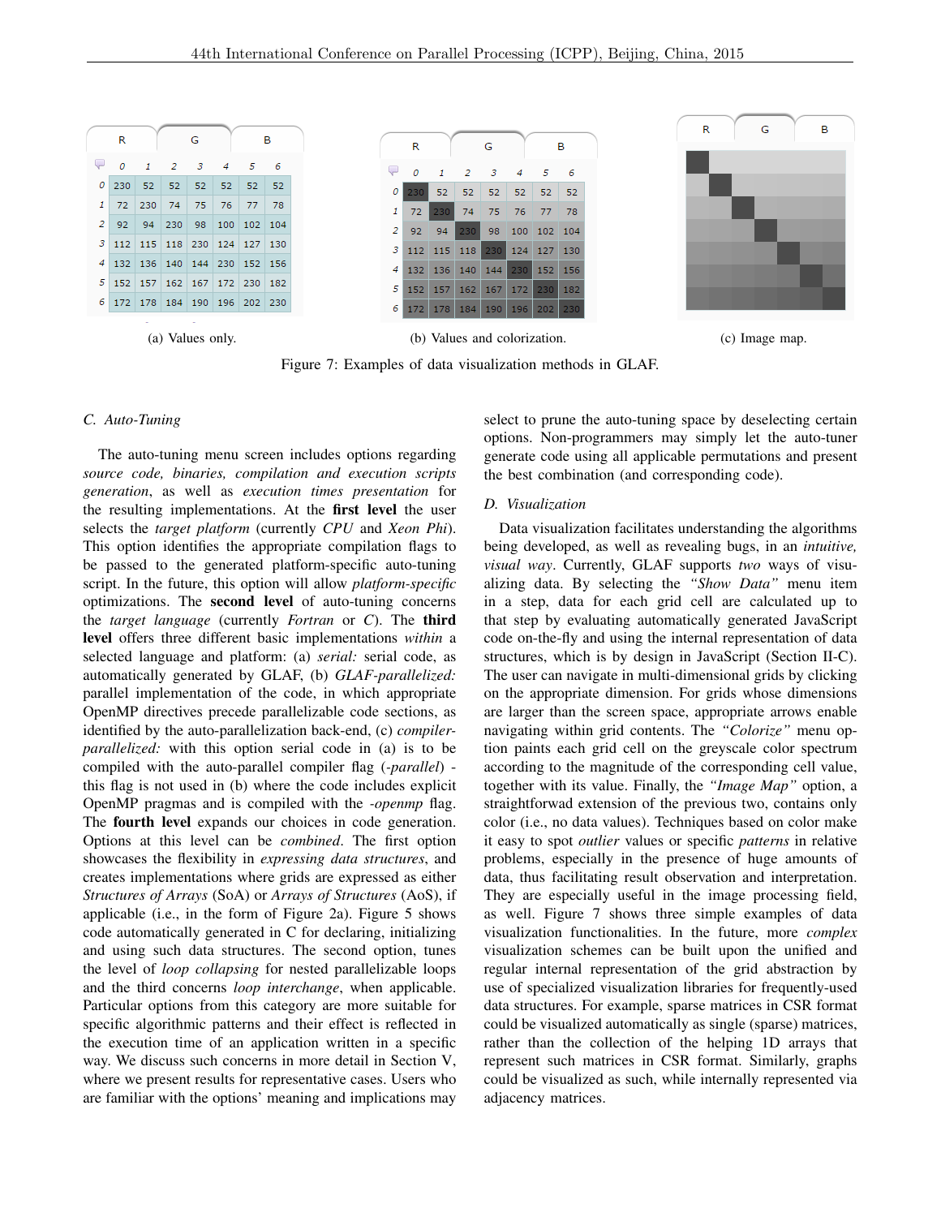| | 0 | 1 | 2 | 3 | 4 | 5 | 6 |
|---|---|---|---|---|---|---|---|
| 0 | 230 | 52 | 52 | 52 | 52 | 52 | 52 |
| 1 | 72 | 230 | 74 | 75 | 76 | 77 | 78 |
| 2 | 92 | 94 | 230 | 98 | 100 | 102 | 104 |
| 3 | 112 | 115 | 118 | 230 | 124 | 127 | 130 |
| 4 | 132 | 136 | 140 | 144 | 230 | 152 | 156 |
| 5 | 152 | 157 | 162 | 167 | 172 | 230 | 182 |
| 6 | 172 | 178 | 184 | 190 | 196 | 202 | 230 |

(a) Values only.

| | 0 | 1 | 2 | 3 | 4 | 5 | 6 |
|---|---|---|---|---|---|---|---|
| 0 | 230 | 52 | 52 | 52 | 52 | 52 | 52 |
| 1 | 72 | 230 | 74 | 75 | 76 | 77 | 78 |
| 2 | 92 | 94 | 230 | 98 | 100 | 102 | 104 |
| 3 | 112 | 115 | 118 | 230 | 124 | 127 | 130 |
| 4 | 132 | 136 | 140 | 144 | 230 | 152 | 156 |
| 5 | 152 | 157 | 162 | 167 | 172 | 230 | 182 |
| 6 | 172 | 178 | 184 | 190 | 196 | 202 | 230 |

(b) Values and colorization.

R G B

(c) Image map.

Figure 7: Examples of data visualization methods in GLAF.

### C. Auto-Tuning

The auto-tuning menu screen includes options regarding *source code, binaries, compilation and execution scripts generation*, as well as *execution times presentation* for the resulting implementations. At the **first level** the user selects the *target platform* (currently *CPU* and *Xeon Phi*). This option identifies the appropriate compilation flags to be passed to the generated platform-specific auto-tuning script. In the future, this option will allow *platform-specific* optimizations. The **second level** of auto-tuning concerns the *target language* (currently *Fortran* or *C*). The **third level** offers three different basic implementations *within* a selected language and platform: (a) *serial:* serial code, as automatically generated by GLAF, (b) *GLAF-parallelized:* parallel implementation of the code, in which appropriate OpenMP directives precede parallelizable code sections, as identified by the auto-parallelization back-end, (c) *compiler-parallelized:* with this option serial code in (a) is to be compiled with the auto-parallel compiler flag (*-parallel*) - this flag is not used in (b) where the code includes explicit OpenMP pragmas and is compiled with the *-openmp* flag. The **fourth level** expands our choices in code generation. Options at this level can be *combined*. The first option showcases the flexibility in *expressing data structures*, and creates implementations where grids are expressed as either *Structures of Arrays* (SoA) or *Arrays of Structures* (AoS), if applicable (i.e., in the form of Figure 2a). Figure 5 shows code automatically generated in C for declaring, initializing and using such data structures. The second option, tunes the level of *loop collapsing* for nested parallelizable loops and the third concerns *loop interchange*, when applicable. Particular options from this category are more suitable for specific algorithmic patterns and their effect is reflected in the execution time of an application written in a specific way. We discuss such concerns in more detail in Section V, where we present results for representative cases. Users who are familiar with the options' meaning and implications may select to prune the auto-tuning space by deselecting certain options. Non-programmers may simply let the auto-tuner generate code using all applicable permutations and present the best combination (and corresponding code).

### D. Visualization

Data visualization facilitates understanding the algorithms being developed, as well as revealing bugs, in an *intuitive, visual way*. Currently, GLAF supports *two* ways of visualizing data. By selecting the *"Show Data"* menu item in a step, data for each grid cell are calculated up to that step by evaluating automatically generated JavaScript code on-the-fly and using the internal representation of data structures, which is by design in JavaScript (Section II-C). The user can navigate in multi-dimensional grids by clicking on the appropriate dimension. For grids whose dimensions are larger than the screen space, appropriate arrows enable navigating within grid contents. The *"Colorize"* menu option paints each grid cell on the greyscale color spectrum according to the magnitude of the corresponding cell value, together with its value. Finally, the *"Image Map"* option, a straightforwad extension of the previous two, contains only color (i.e., no data values). Techniques based on color make it easy to spot *outlier* values or specific *patterns* in relative problems, especially in the presence of huge amounts of data, thus facilitating result observation and interpretation. They are especially useful in the image processing field, as well. Figure 7 shows three simple examples of data visualization functionalities. In the future, more *complex* visualization schemes can be built upon the unified and regular internal representation of the grid abstraction by use of specialized visualization libraries for frequently-used data structures. For example, sparse matrices in CSR format could be visualized automatically as single (sparse) matrices, rather than the collection of the helping 1D arrays that represent such matrices in CSR format. Similarly, graphs could be visualized as such, while internally represented via adjacency matrices.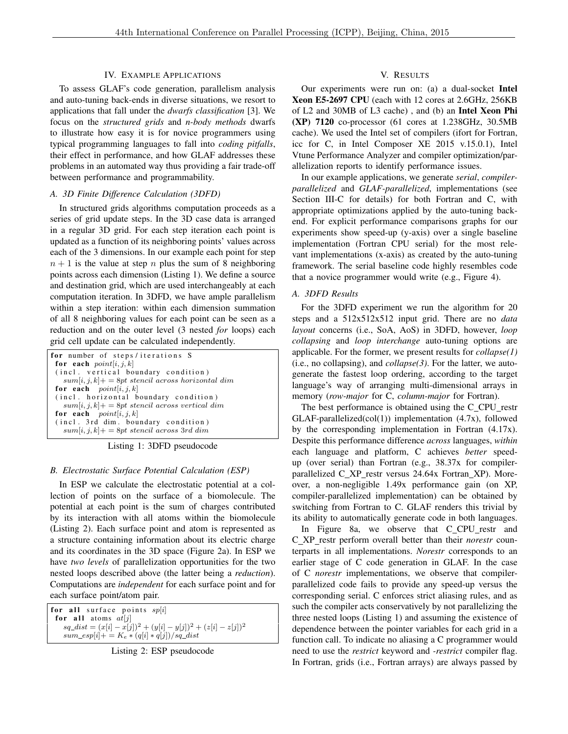## IV. Example Applications

To assess GLAF's code generation, parallelism analysis and auto-tuning back-ends in diverse situations, we resort to applications that fall under the *dwarfs classification* [3]. We focus on the *structured grids* and *n-body methods* dwarfs to illustrate how easy it is for novice programmers using typical programming languages to fall into *coding pitfalls*, their effect in performance, and how GLAF addresses these problems in an automated way thus providing a fair trade-off between performance and programmability.

### A. 3D Finite Difference Calculation (3DFD)

In structured grids algorithms computation proceeds as a series of grid update steps. In the 3D case data is arranged in a regular 3D grid. For each step iteration each point is updated as a function of its neighboring points' values across each of the 3 dimensions. In our example each point for step $n+1$ is the value at step $n$ plus the sum of 8 neighboring points across each dimension (Listing 1). We define a source and destination grid, which are used interchangeably at each computation iteration. In 3DFD, we have ample parallelism within a step iteration: within each dimension summation of all 8 neighboring values for each point can be seen as a reduction and on the outer level (3 nested *for* loops) each grid cell update can be calculated independently.

```
for number of steps/iterations S
 for each point[i,j,k]
 (incl. vertical boundary condition)
   sum[i,j,k]+ = 8pt stencil across horizontal dim
 for each  point[i,j,k]
 (incl. horizontal boundary condition)
   sum[i,j,k]+ = 8pt stencil across vertical dim
 for each  point[i,j,k]
 (incl. 3rd dim. boundary condition)
   sum[i,j,k]+ = 8pt stencil across 3rd dim
```

Listing 1: 3DFD pseudocode

### B. Electrostatic Surface Potential Calculation (ESP)

In ESP we calculate the electrostatic potential at a collection of points on the surface of a biomolecule. The potential at each point is the sum of charges contributed by its interaction with all atoms within the biomolecule (Listing 2). Each surface point and atom is represented as a structure containing information about its electric charge and its coordinates in the 3D space (Figure 2a). In ESP we have *two levels* of parallelization opportunities for the two nested loops described above (the latter being a *reduction*). Computations are *independent* for each surface point and for each surface point/atom pair.

```
for all surface points sp[i]
 for all atoms at[j]
   sq_dist = (x[i] - x[j])^2 + (y[i] - y[j])^2 + (z[i] - z[j])^2
   sum_esp[i]+ = K_e * (q[i] * q[j])/sq_dist
```

Listing 2: ESP pseudocode

## V. Results

Our experiments were run on: (a) a dual-socket **Intel Xeon E5-2697 CPU** (each with 12 cores at 2.6GHz, 256KB of L2 and 30MB of L3 cache) , and (b) an **Intel Xeon Phi (XP) 7120** co-processor (61 cores at 1.238GHz, 30.5MB cache). We used the Intel set of compilers (ifort for Fortran, icc for C, in Intel Composer XE 2015 v.15.0.1), Intel Vtune Performance Analyzer and compiler optimization/parallelization reports to identify performance issues.

In our example applications, we generate *serial*, *compiler-parallelized* and *GLAF-parallelized*, implementations (see Section III-C for details) for both Fortran and C, with appropriate optimizations applied by the auto-tuning back-end. For explicit performance comparisons graphs for our experiments show speed-up (y-axis) over a single baseline implementation (Fortran CPU serial) for the most relevant implementations (x-axis) as created by the auto-tuning framework. The serial baseline code highly resembles code that a novice programmer would write (e.g., Figure 4).

### A. 3DFD Results

For the 3DFD experiment we run the algorithm for 20 steps and a 512x512x512 input grid. There are no *data layout* concerns (i.e., SoA, AoS) in 3DFD, however, *loop collapsing* and *loop interchange* auto-tuning options are applicable. For the former, we present results for *collapse(1)* (i.e., no collapsing), and *collapse(3)*. For the latter, we auto-generate the fastest loop ordering, according to the target language's way of arranging multi-dimensional arrays in memory (*row-major* for C, *column-major* for Fortran).

The best performance is obtained using the C_CPU_restr GLAF-parallelized(col(1)) implementation (4.7x), followed by the corresponding implementation in Fortran (4.17x). Despite this performance difference *across* languages, *within* each language and platform, C achieves *better* speed-up (over serial) than Fortran (e.g., 38.37x for compiler-parallelized C_XP_restr versus 24.64x Fortran_XP). Moreover, a non-negligible 1.49x performance gain (on XP, compiler-parallelized implementation) can be obtained by switching from Fortran to C. GLAF renders this trivial by its ability to automatically generate code in both languages.

In Figure 8a, we observe that C_CPU_restr and C_XP_restr perform overall better than their *norestr* counterparts in all implementations. *Norestr* corresponds to an earlier stage of C code generation in GLAF. In the case of C *norestr* implementations, we observe that compiler-parallelized code fails to provide any speed-up versus the corresponding serial. C enforces strict aliasing rules, and as such the compiler acts conservatively by not parallelizing the three nested loops (Listing 1) and assuming the existence of dependence between the pointer variables for each grid in a function call. To indicate no aliasing a C programmer would need to use the *restrict* keyword and *-restrict* compiler flag. In Fortran, grids (i.e., Fortran arrays) are always passed by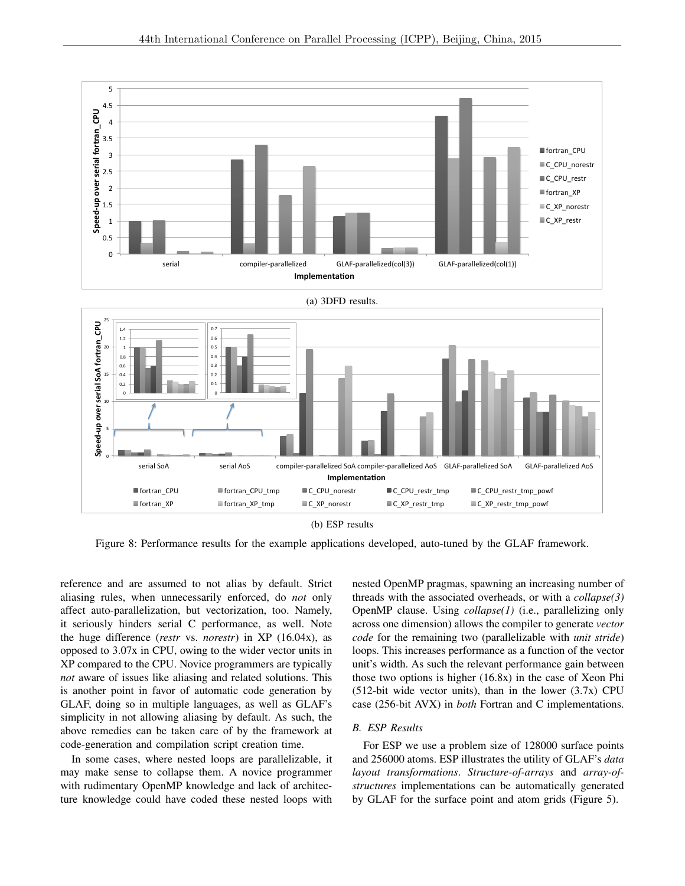(a) 3DFD results.

(b) ESP results

Figure 8: Performance results for the example applications developed, auto-tuned by the GLAF framework.

reference and are assumed to not alias by default. Strict aliasing rules, when unnecessarily enforced, do *not* only affect auto-parallelization, but vectorization, too. Namely, it seriously hinders serial C performance, as well. Note the huge difference (*restr* vs. *norestr*) in XP (16.04x), as opposed to 3.07x in CPU, owing to the wider vector units in XP compared to the CPU. Novice programmers are typically *not* aware of issues like aliasing and related solutions. This is another point in favor of automatic code generation by GLAF, doing so in multiple languages, as well as GLAF's simplicity in not allowing aliasing by default. As such, the above remedies can be taken care of by the framework at code-generation and compilation script creation time.

In some cases, where nested loops are parallelizable, it may make sense to collapse them. A novice programmer with rudimentary OpenMP knowledge and lack of architecture knowledge could have coded these nested loops with nested OpenMP pragmas, spawning an increasing number of threads with the associated overheads, or with a *collapse(3)* OpenMP clause. Using *collapse(1)* (i.e., parallelizing only across one dimension) allows the compiler to generate *vector code* for the remaining two (parallelizable with *unit stride*) loops. This increases performance as a function of the vector unit's width. As such the relevant performance gain between those two options is higher (16.8x) in the case of Xeon Phi (512-bit wide vector units), than in the lower (3.7x) CPU case (256-bit AVX) in *both* Fortran and C implementations.

### B. ESP Results

For ESP we use a problem size of 128000 surface points and 256000 atoms. ESP illustrates the utility of GLAF's *data layout transformations*. *Structure-of-arrays* and *array-of-structures* implementations can be automatically generated by GLAF for the surface point and atom grids (Figure 5).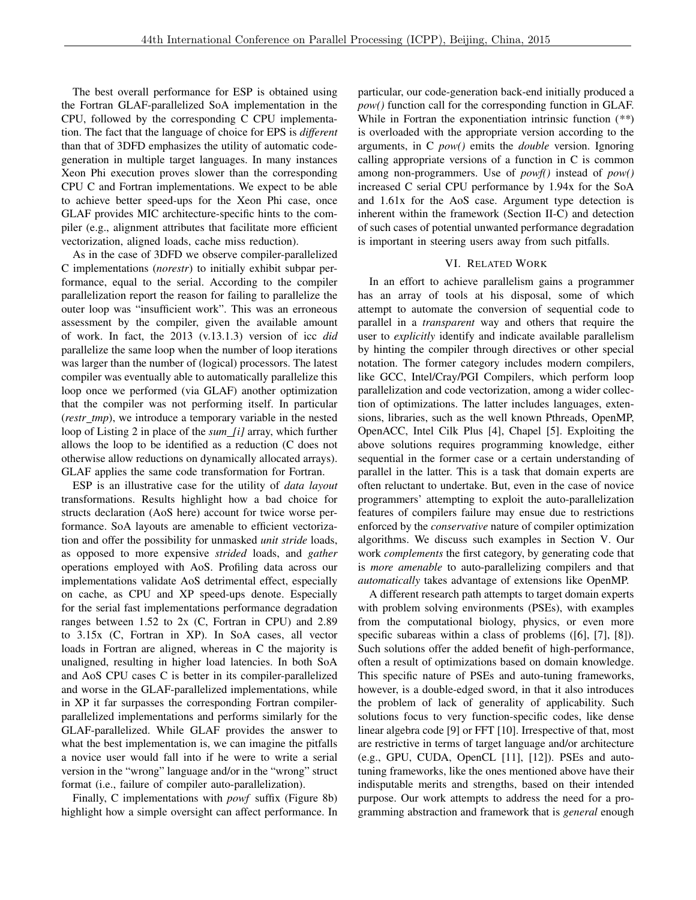The best overall performance for ESP is obtained using the Fortran GLAF-parallelized SoA implementation in the CPU, followed by the corresponding C CPU implementation. The fact that the language of choice for EPS is *different* than that of 3DFD emphasizes the utility of automatic code-generation in multiple target languages. In many instances Xeon Phi execution proves slower than the corresponding CPU C and Fortran implementations. We expect to be able to achieve better speed-ups for the Xeon Phi case, once GLAF provides MIC architecture-specific hints to the compiler (e.g., alignment attributes that facilitate more efficient vectorization, aligned loads, cache miss reduction).

As in the case of 3DFD we observe compiler-parallelized C implementations (*norestr*) to initially exhibit subpar performance, equal to the serial. According to the compiler parallelization report the reason for failing to parallelize the outer loop was "insufficient work". This was an erroneous assessment by the compiler, given the available amount of work. In fact, the 2013 (v.13.1.3) version of icc *did* parallelize the same loop when the number of loop iterations was larger than the number of (logical) processors. The latest compiler was eventually able to automatically parallelize this loop once we performed (via GLAF) another optimization that the compiler was not performing itself. In particular (*restr_tmp*), we introduce a temporary variable in the nested loop of Listing 2 in place of the *sum_[i]* array, which further allows the loop to be identified as a reduction (C does not otherwise allow reductions on dynamically allocated arrays). GLAF applies the same code transformation for Fortran.

ESP is an illustrative case for the utility of *data layout* transformations. Results highlight how a bad choice for structs declaration (AoS here) account for twice worse performance. SoA layouts are amenable to efficient vectorization and offer the possibility for unmasked *unit stride* loads, as opposed to more expensive *strided* loads, and *gather* operations employed with AoS. Profiling data across our implementations validate AoS detrimental effect, especially on cache, as CPU and XP speed-ups denote. Especially for the serial fast implementations performance degradation ranges between 1.52 to 2x (C, Fortran in CPU) and 2.89 to 3.15x (C, Fortran in XP). In SoA cases, all vector loads in Fortran are aligned, whereas in C the majority is unaligned, resulting in higher load latencies. In both SoA and AoS CPU cases C is better in its compiler-parallelized and worse in the GLAF-parallelized implementations, while in XP it far surpasses the corresponding Fortran compiler-parallelized implementations and performs similarly for the GLAF-parallelized. While GLAF provides the answer to what the best implementation is, we can imagine the pitfalls a novice user would fall into if he were to write a serial version in the "wrong" language and/or in the "wrong" struct format (i.e., failure of compiler auto-parallelization).

Finally, C implementations with *powf* suffix (Figure 8b) highlight how a simple oversight can affect performance. In particular, our code-generation back-end initially produced a *pow()* function call for the corresponding function in GLAF. While in Fortran the exponentiation intrinsic function (**) is overloaded with the appropriate version according to the arguments, in C *pow()* emits the *double* version. Ignoring calling appropriate versions of a function in C is common among non-programmers. Use of *powf()* instead of *pow()* increased C serial CPU performance by 1.94x for the SoA and 1.61x for the AoS case. Argument type detection is inherent within the framework (Section II-C) and detection of such cases of potential unwanted performance degradation is important in steering users away from such pitfalls.

## VI. Related Work

In an effort to achieve parallelism gains a programmer has an array of tools at his disposal, some of which attempt to automate the conversion of sequential code to parallel in a *transparent* way and others that require the user to *explicitly* identify and indicate available parallelism by hinting the compiler through directives or other special notation. The former category includes modern compilers, like GCC, Intel/Cray/PGI Compilers, which perform loop parallelization and code vectorization, among a wider collection of optimizations. The latter includes languages, extensions, libraries, such as the well known Pthreads, OpenMP, OpenACC, Intel Cilk Plus [4], Chapel [5]. Exploiting the above solutions requires programming knowledge, either sequential in the former case or a certain understanding of parallel in the latter. This is a task that domain experts are often reluctant to undertake. But, even in the case of novice programmers' attempting to exploit the auto-parallelization features of compilers failure may ensue due to restrictions enforced by the *conservative* nature of compiler optimization algorithms. We discuss such examples in Section V. Our work *complements* the first category, by generating code that is *more amenable* to auto-parallelizing compilers and that *automatically* takes advantage of extensions like OpenMP.

A different research path attempts to target domain experts with problem solving environments (PSEs), with examples from the computational biology, physics, or even more specific subareas within a class of problems ([6], [7], [8]). Such solutions offer the added benefit of high-performance, often a result of optimizations based on domain knowledge. This specific nature of PSEs and auto-tuning frameworks, however, is a double-edged sword, in that it also introduces the problem of lack of generality of applicability. Such solutions focus to very function-specific codes, like dense linear algebra code [9] or FFT [10]. Irrespective of that, most are restrictive in terms of target language and/or architecture (e.g., GPU, CUDA, OpenCL [11], [12]). PSEs and auto-tuning frameworks, like the ones mentioned above have their indisputable merits and strengths, based on their intended purpose. Our work attempts to address the need for a programming abstraction and framework that is *general* enough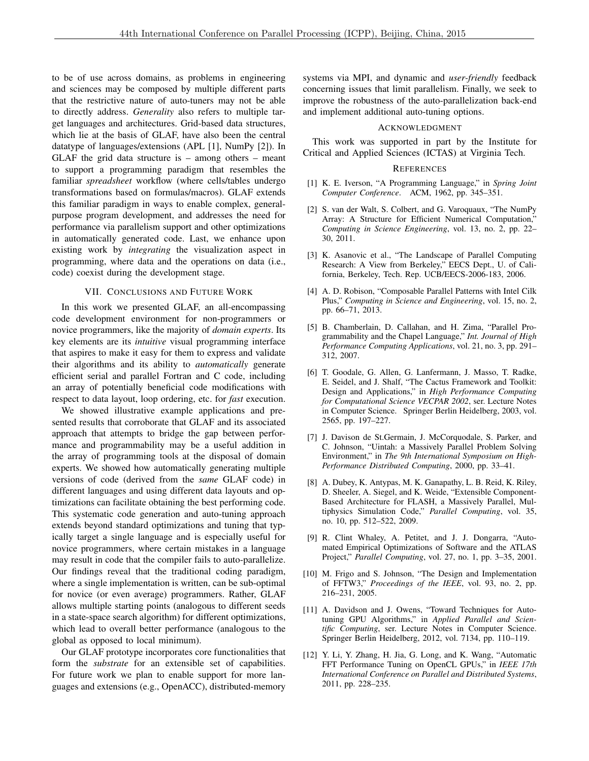to be of use across domains, as problems in engineering and sciences may be composed by multiple different parts that the restrictive nature of auto-tuners may not be able to directly address. *Generality* also refers to multiple target languages and architectures. Grid-based data structures, which lie at the basis of GLAF, have also been the central datatype of languages/extensions (APL [1], NumPy [2]). In GLAF the grid data structure is – among others – meant to support a programming paradigm that resembles the familiar *spreadsheet* workflow (where cells/tables undergo transformations based on formulas/macros). GLAF extends this familiar paradigm in ways to enable complex, general-purpose program development, and addresses the need for performance via parallelism support and other optimizations in automatically generated code. Last, we enhance upon existing work by *integrating* the visualization aspect in programming, where data and the operations on data (i.e., code) coexist during the development stage.

## VII. Conclusions and Future Work

In this work we presented GLAF, an all-encompassing code development environment for non-programmers or novice programmers, like the majority of *domain experts*. Its key elements are its *intuitive* visual programming interface that aspires to make it easy for them to express and validate their algorithms and its ability to *automatically* generate efficient serial and parallel Fortran and C code, including an array of potentially beneficial code modifications with respect to data layout, loop ordering, etc. for *fast* execution.

We showed illustrative example applications and presented results that corroborate that GLAF and its associated approach that attempts to bridge the gap between performance and programmability may be a useful addition in the array of programming tools at the disposal of domain experts. We showed how automatically generating multiple versions of code (derived from the *same* GLAF code) in different languages and using different data layouts and optimizations can facilitate obtaining the best performing code. This systematic code generation and auto-tuning approach extends beyond standard optimizations and tuning that typically target a single language and is especially useful for novice programmers, where certain mistakes in a language may result in code that the compiler fails to auto-parallelize. Our findings reveal that the traditional coding paradigm, where a single implementation is written, can be sub-optimal for novice (or even average) programmers. Rather, GLAF allows multiple starting points (analogous to different seeds in a state-space search algorithm) for different optimizations, which lead to overall better performance (analogous to the global as opposed to local minimum).

Our GLAF prototype incorporates core functionalities that form the *substrate* for an extensible set of capabilities. For future work we plan to enable support for more languages and extensions (e.g., OpenACC), distributed-memory systems via MPI, and dynamic and *user-friendly* feedback concerning issues that limit parallelism. Finally, we seek to improve the robustness of the auto-parallelization back-end and implement additional auto-tuning options.

## Acknowledgment

This work was supported in part by the Institute for Critical and Applied Sciences (ICTAS) at Virginia Tech.

## References

[1] K. E. Iverson, "A Programming Language," in *Spring Joint Computer Conference*. ACM, 1962, pp. 345–351.

[2] S. van der Walt, S. Colbert, and G. Varoquaux, "The NumPy Array: A Structure for Efficient Numerical Computation," *Computing in Science Engineering*, vol. 13, no. 2, pp. 22–30, 2011.

[3] K. Asanovic et al., "The Landscape of Parallel Computing Research: A View from Berkeley," EECS Dept., U. of California, Berkeley, Tech. Rep. UCB/EECS-2006-183, 2006.

[4] A. D. Robison, "Composable Parallel Patterns with Intel Cilk Plus," *Computing in Science and Engineering*, vol. 15, no. 2, pp. 66–71, 2013.

[5] B. Chamberlain, D. Callahan, and H. Zima, "Parallel Programmability and the Chapel Language," *Int. Journal of High Performance Computing Applications*, vol. 21, no. 3, pp. 291–312, 2007.

[6] T. Goodale, G. Allen, G. Lanfermann, J. Masso, T. Radke, E. Seidel, and J. Shalf, "The Cactus Framework and Toolkit: Design and Applications," in *High Performance Computing for Computational Science VECPAR 2002*, ser. Lecture Notes in Computer Science. Springer Berlin Heidelberg, 2003, vol. 2565, pp. 197–227.

[7] J. Davison de St.Germain, J. McCorquodale, S. Parker, and C. Johnson, "Uintah: a Massively Parallel Problem Solving Environment," in *The 9th International Symposium on High-Performance Distributed Computing*, 2000, pp. 33–41.

[8] A. Dubey, K. Antypas, M. K. Ganapathy, L. B. Reid, K. Riley, D. Sheeler, A. Siegel, and K. Weide, "Extensible Component-Based Architecture for FLASH, a Massively Parallel, Multiphysics Simulation Code," *Parallel Computing*, vol. 35, no. 10, pp. 512–522, 2009.

[9] R. Clint Whaley, A. Petitet, and J. J. Dongarra, "Automated Empirical Optimizations of Software and the ATLAS Project," *Parallel Computing*, vol. 27, no. 1, pp. 3–35, 2001.

[10] M. Frigo and S. Johnson, "The Design and Implementation of FFTW3," *Proceedings of the IEEE*, vol. 93, no. 2, pp. 216–231, 2005.

[11] A. Davidson and J. Owens, "Toward Techniques for Auto-tuning GPU Algorithms," in *Applied Parallel and Scientific Computing*, ser. Lecture Notes in Computer Science. Springer Berlin Heidelberg, 2012, vol. 7134, pp. 110–119.

[12] Y. Li, Y. Zhang, H. Jia, G. Long, and K. Wang, "Automatic FFT Performance Tuning on OpenCL GPUs," in *IEEE 17th International Conference on Parallel and Distributed Systems*, 2011, pp. 228–235.